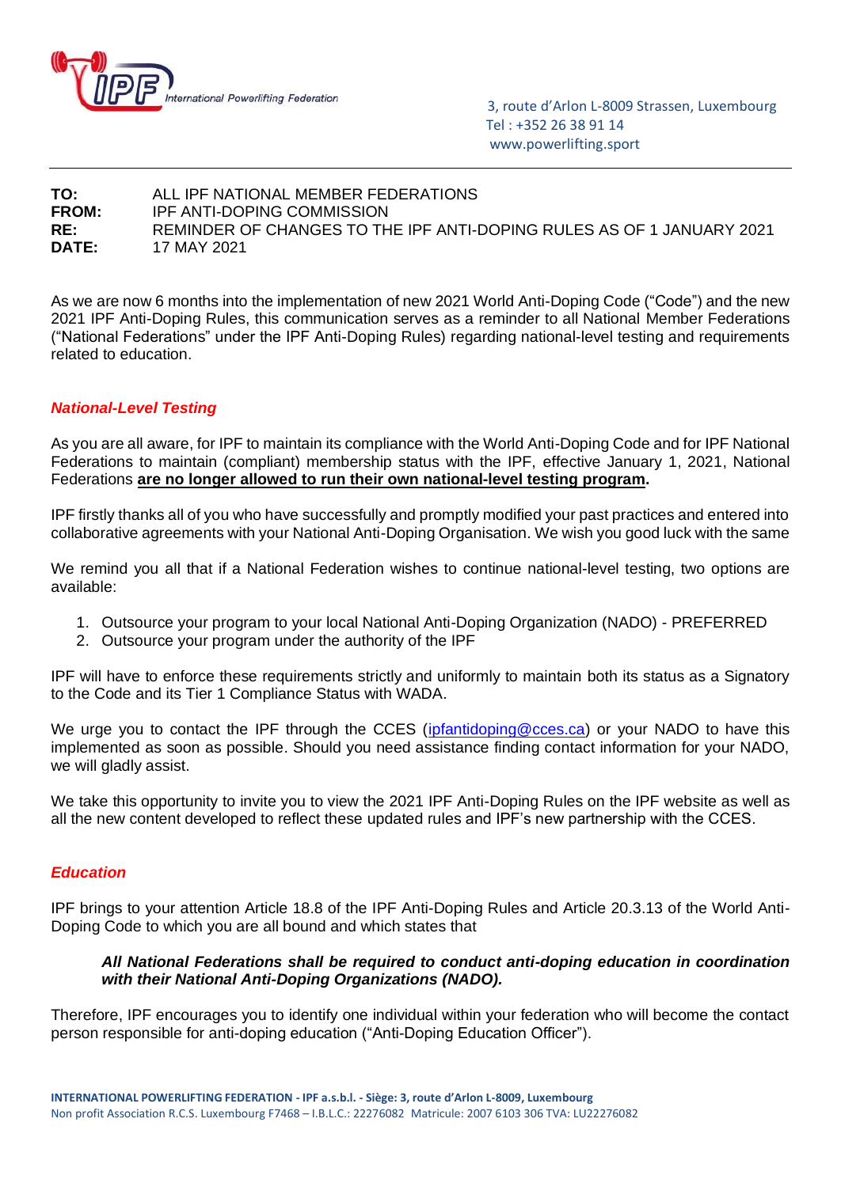International Powerlifting Federation

3, route d'Arlon L-8009 Strassen, Luxembourg
Tel : +352 26 38 91 14
www.powerlifting.sport

**TO:** ALL IPF NATIONAL MEMBER FEDERATIONS
**FROM:** IPF ANTI-DOPING COMMISSION
**RE:** REMINDER OF CHANGES TO THE IPF ANTI-DOPING RULES AS OF 1 JANUARY 2021
**DATE:** 17 MAY 2021

As we are now 6 months into the implementation of new 2021 World Anti-Doping Code ("Code") and the new 2021 IPF Anti-Doping Rules, this communication serves as a reminder to all National Member Federations ("National Federations" under the IPF Anti-Doping Rules) regarding national-level testing and requirements related to education.

## *National-Level Testing*

As you are all aware, for IPF to maintain its compliance with the World Anti-Doping Code and for IPF National Federations to maintain (compliant) membership status with the IPF, effective January 1, 2021, National Federations **are no longer allowed to run their own national-level testing program.**

IPF firstly thanks all of you who have successfully and promptly modified your past practices and entered into collaborative agreements with your National Anti-Doping Organisation. We wish you good luck with the same

We remind you all that if a National Federation wishes to continue national-level testing, two options are available:

1. Outsource your program to your local National Anti-Doping Organization (NADO) - PREFERRED
2. Outsource your program under the authority of the IPF

IPF will have to enforce these requirements strictly and uniformly to maintain both its status as a Signatory to the Code and its Tier 1 Compliance Status with WADA.

We urge you to contact the IPF through the CCES (ipfantidoping@cces.ca) or your NADO to have this implemented as soon as possible. Should you need assistance finding contact information for your NADO, we will gladly assist.

We take this opportunity to invite you to view the 2021 IPF Anti-Doping Rules on the IPF website as well as all the new content developed to reflect these updated rules and IPF's new partnership with the CCES.

## *Education*

IPF brings to your attention Article 18.8 of the IPF Anti-Doping Rules and Article 20.3.13 of the World Anti-Doping Code to which you are all bound and which states that

> ***All National Federations shall be required to conduct anti-doping education in coordination with their National Anti-Doping Organizations (NADO).***

Therefore, IPF encourages you to identify one individual within your federation who will become the contact person responsible for anti-doping education ("Anti-Doping Education Officer").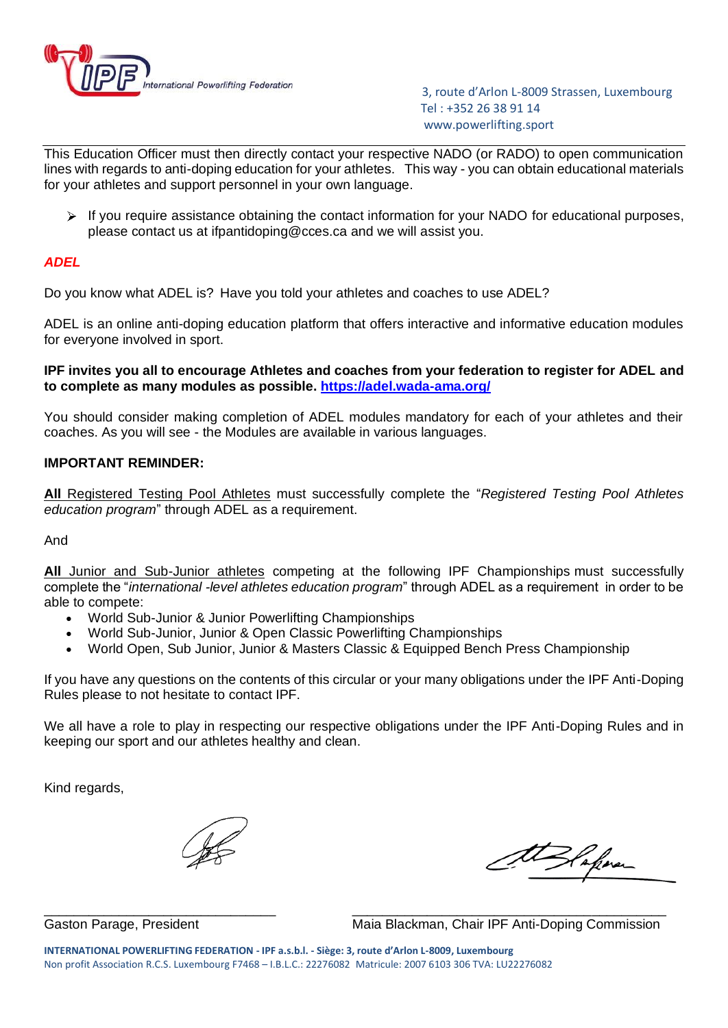This Education Officer must then directly contact your respective NADO (or RADO) to open communication lines with regards to anti-doping education for your athletes. This way - you can obtain educational materials for your athletes and support personnel in your own language.

- If you require assistance obtaining the contact information for your NADO for educational purposes, please contact us at ifpantidoping@cces.ca and we will assist you.

***ADEL***

Do you know what ADEL is? Have you told your athletes and coaches to use ADEL?

ADEL is an online anti-doping education platform that offers interactive and informative education modules for everyone involved in sport.

**IPF invites you all to encourage Athletes and coaches from your federation to register for ADEL and to complete as many modules as possible. [https://adel.wada-ama.org/](https://adel.wada-ama.org/)**

You should consider making completion of ADEL modules mandatory for each of your athletes and their coaches. As you will see - the Modules are available in various languages.

**IMPORTANT REMINDER:**

**All** Registered Testing Pool Athletes must successfully complete the "*Registered Testing Pool Athletes education program*" through ADEL as a requirement.

And

**All** Junior and Sub-Junior athletes competing at the following IPF Championships must successfully complete the "*international -level athletes education program*" through ADEL as a requirement in order to be able to compete:

- World Sub-Junior & Junior Powerlifting Championships
- World Sub-Junior, Junior & Open Classic Powerlifting Championships
- World Open, Sub Junior, Junior & Masters Classic & Equipped Bench Press Championship

If you have any questions on the contents of this circular or your many obligations under the IPF Anti-Doping Rules please to not hesitate to contact IPF.

We all have a role to play in respecting our respective obligations under the IPF Anti-Doping Rules and in keeping our sport and our athletes healthy and clean.

Kind regards,

Gaston Parage, President

Maia Blackman, Chair IPF Anti-Doping Commission